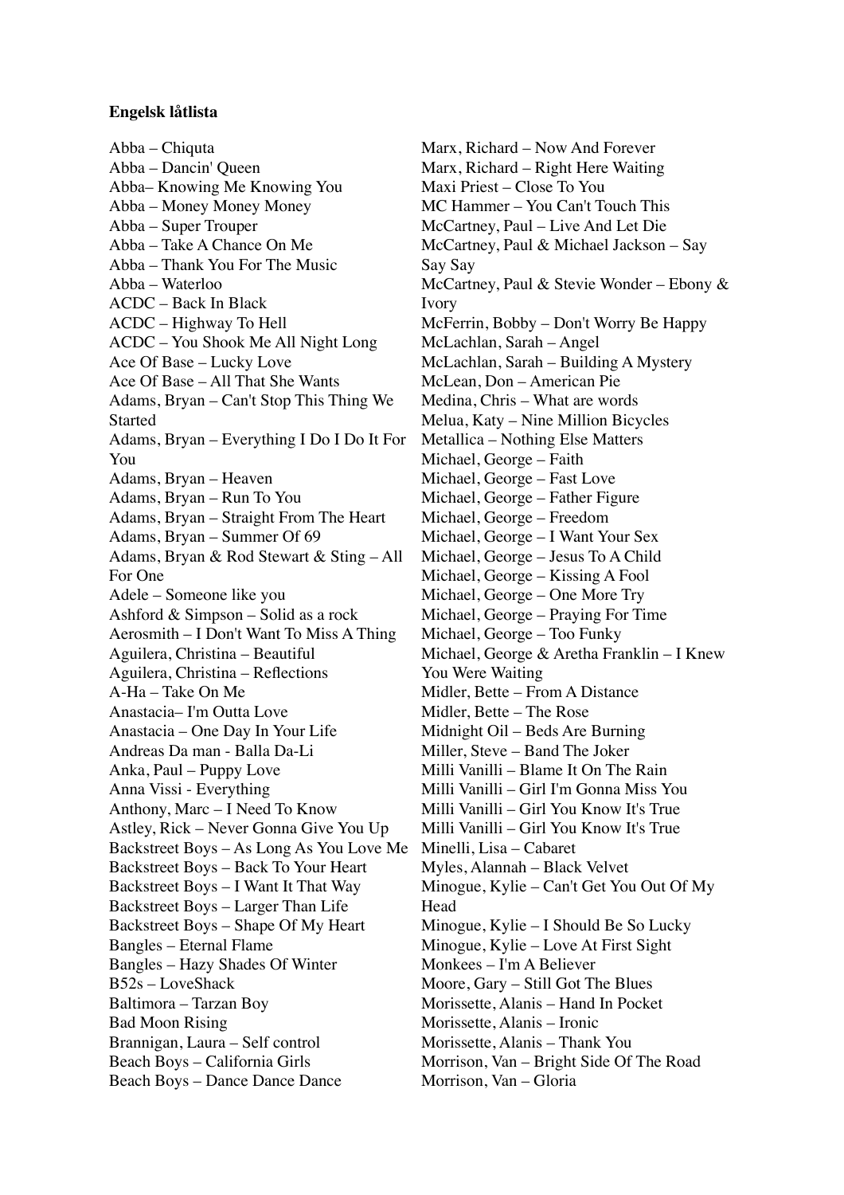**Engelsk låtlista**

Abba – Chiquta
Abba – Dancin' Queen
Abba– Knowing Me Knowing You
Abba – Money Money Money
Abba – Super Trouper
Abba – Take A Chance On Me
Abba – Thank You For The Music
Abba – Waterloo
ACDC – Back In Black
ACDC – Highway To Hell
ACDC – You Shook Me All Night Long
Ace Of Base – Lucky Love
Ace Of Base – All That She Wants
Adams, Bryan – Can't Stop This Thing We Started
Adams, Bryan – Everything I Do I Do It For You
Adams, Bryan – Heaven
Adams, Bryan – Run To You
Adams, Bryan – Straight From The Heart
Adams, Bryan – Summer Of 69
Adams, Bryan & Rod Stewart & Sting – All For One
Adele – Someone like you
Ashford & Simpson – Solid as a rock
Aerosmith – I Don't Want To Miss A Thing
Aguilera, Christina – Beautiful
Aguilera, Christina – Reflections
A-Ha – Take On Me
Anastacia– I'm Outta Love
Anastacia – One Day In Your Life
Andreas Da man - Balla Da-Li
Anka, Paul – Puppy Love
Anna Vissi - Everything
Anthony, Marc – I Need To Know
Astley, Rick – Never Gonna Give You Up
Backstreet Boys – As Long As You Love Me
Backstreet Boys – Back To Your Heart
Backstreet Boys – I Want It That Way
Backstreet Boys – Larger Than Life
Backstreet Boys – Shape Of My Heart
Bangles – Eternal Flame
Bangles – Hazy Shades Of Winter
B52s – LoveShack
Baltimora – Tarzan Boy
Bad Moon Rising
Brannigan, Laura – Self control
Beach Boys – California Girls
Beach Boys – Dance Dance Dance
Marx, Richard – Now And Forever
Marx, Richard – Right Here Waiting
Maxi Priest – Close To You
MC Hammer – You Can't Touch This
McCartney, Paul – Live And Let Die
McCartney, Paul & Michael Jackson – Say Say Say
McCartney, Paul & Stevie Wonder – Ebony & Ivory
McFerrin, Bobby – Don't Worry Be Happy
McLachlan, Sarah – Angel
McLachlan, Sarah – Building A Mystery
McLean, Don – American Pie
Medina, Chris – What are words
Melua, Katy – Nine Million Bicycles
Metallica – Nothing Else Matters
Michael, George – Faith
Michael, George – Fast Love
Michael, George – Father Figure
Michael, George – Freedom
Michael, George – I Want Your Sex
Michael, George – Jesus To A Child
Michael, George – Kissing A Fool
Michael, George – One More Try
Michael, George – Praying For Time
Michael, George – Too Funky
Michael, George & Aretha Franklin – I Knew You Were Waiting
Midler, Bette – From A Distance
Midler, Bette – The Rose
Midnight Oil – Beds Are Burning
Miller, Steve – Band The Joker
Milli Vanilli – Blame It On The Rain
Milli Vanilli – Girl I'm Gonna Miss You
Milli Vanilli – Girl You Know It's True
Milli Vanilli – Girl You Know It's True
Minelli, Lisa – Cabaret
Myles, Alannah – Black Velvet
Minogue, Kylie – Can't Get You Out Of My Head
Minogue, Kylie – I Should Be So Lucky
Minogue, Kylie – Love At First Sight
Monkees – I'm A Believer
Moore, Gary – Still Got The Blues
Morissette, Alanis – Hand In Pocket
Morissette, Alanis – Ironic
Morissette, Alanis – Thank You
Morrison, Van – Bright Side Of The Road
Morrison, Van – Gloria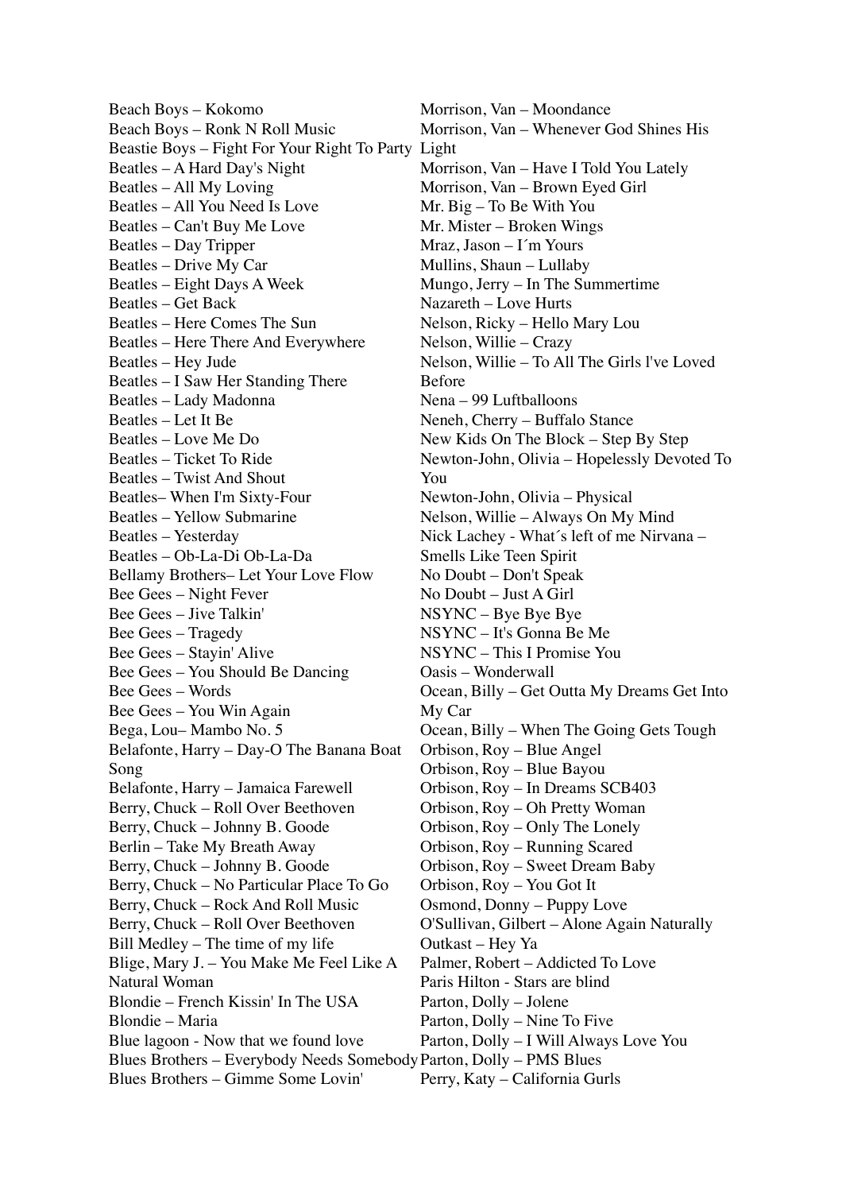Beach Boys – Kokomo
Beach Boys – Ronk N Roll Music
Beastie Boys – Fight For Your Right To Party
Beatles – A Hard Day's Night
Beatles – All My Loving
Beatles – All You Need Is Love
Beatles – Can't Buy Me Love
Beatles – Day Tripper
Beatles – Drive My Car
Beatles – Eight Days A Week
Beatles – Get Back
Beatles – Here Comes The Sun
Beatles – Here There And Everywhere
Beatles – Hey Jude
Beatles – I Saw Her Standing There
Beatles – Lady Madonna
Beatles – Let It Be
Beatles – Love Me Do
Beatles – Ticket To Ride
Beatles – Twist And Shout
Beatles– When I'm Sixty-Four
Beatles – Yellow Submarine
Beatles – Yesterday
Beatles – Ob-La-Di Ob-La-Da
Bellamy Brothers– Let Your Love Flow
Bee Gees – Night Fever
Bee Gees – Jive Talkin'
Bee Gees – Tragedy
Bee Gees – Stayin' Alive
Bee Gees – You Should Be Dancing
Bee Gees – Words
Bee Gees – You Win Again
Bega, Lou– Mambo No. 5
Belafonte, Harry – Day-O The Banana Boat Song
Belafonte, Harry – Jamaica Farewell
Berry, Chuck – Roll Over Beethoven
Berry, Chuck – Johnny B. Goode
Berlin – Take My Breath Away
Berry, Chuck – Johnny B. Goode
Berry, Chuck – No Particular Place To Go
Berry, Chuck – Rock And Roll Music
Berry, Chuck – Roll Over Beethoven
Bill Medley – The time of my life
Blige, Mary J. – You Make Me Feel Like A Natural Woman
Blondie – French Kissin' In The USA
Blondie – Maria
Blue lagoon - Now that we found love
Blues Brothers – Everybody Needs Somebody
Blues Brothers – Gimme Some Lovin'
Morrison, Van – Moondance
Morrison, Van – Whenever God Shines His Light
Morrison, Van – Have I Told You Lately
Morrison, Van – Brown Eyed Girl
Mr. Big – To Be With You
Mr. Mister – Broken Wings
Mraz, Jason – I´m Yours
Mullins, Shaun – Lullaby
Mungo, Jerry – In The Summertime
Nazareth – Love Hurts
Nelson, Ricky – Hello Mary Lou
Nelson, Willie – Crazy
Nelson, Willie – To All The Girls l've Loved Before
Nena – 99 Luftballoons
Neneh, Cherry – Buffalo Stance
New Kids On The Block – Step By Step
Newton-John, Olivia – Hopelessly Devoted To You
Newton-John, Olivia – Physical
Nelson, Willie – Always On My Mind
Nick Lachey - What´s left of me Nirvana – Smells Like Teen Spirit
No Doubt – Don't Speak
No Doubt – Just A Girl
NSYNC – Bye Bye Bye
NSYNC – It's Gonna Be Me
NSYNC – This I Promise You
Oasis – Wonderwall
Ocean, Billy – Get Outta My Dreams Get Into My Car
Ocean, Billy – When The Going Gets Tough
Orbison, Roy – Blue Angel
Orbison, Roy – Blue Bayou
Orbison, Roy – In Dreams SCB403
Orbison, Roy – Oh Pretty Woman
Orbison, Roy – Only The Lonely
Orbison, Roy – Running Scared
Orbison, Roy – Sweet Dream Baby
Orbison, Roy – You Got It
Osmond, Donny – Puppy Love
O'Sullivan, Gilbert – Alone Again Naturally
Outkast – Hey Ya
Palmer, Robert – Addicted To Love
Paris Hilton - Stars are blind
Parton, Dolly – Jolene
Parton, Dolly – Nine To Five
Parton, Dolly – I Will Always Love You
Parton, Dolly – PMS Blues
Perry, Katy – California Gurls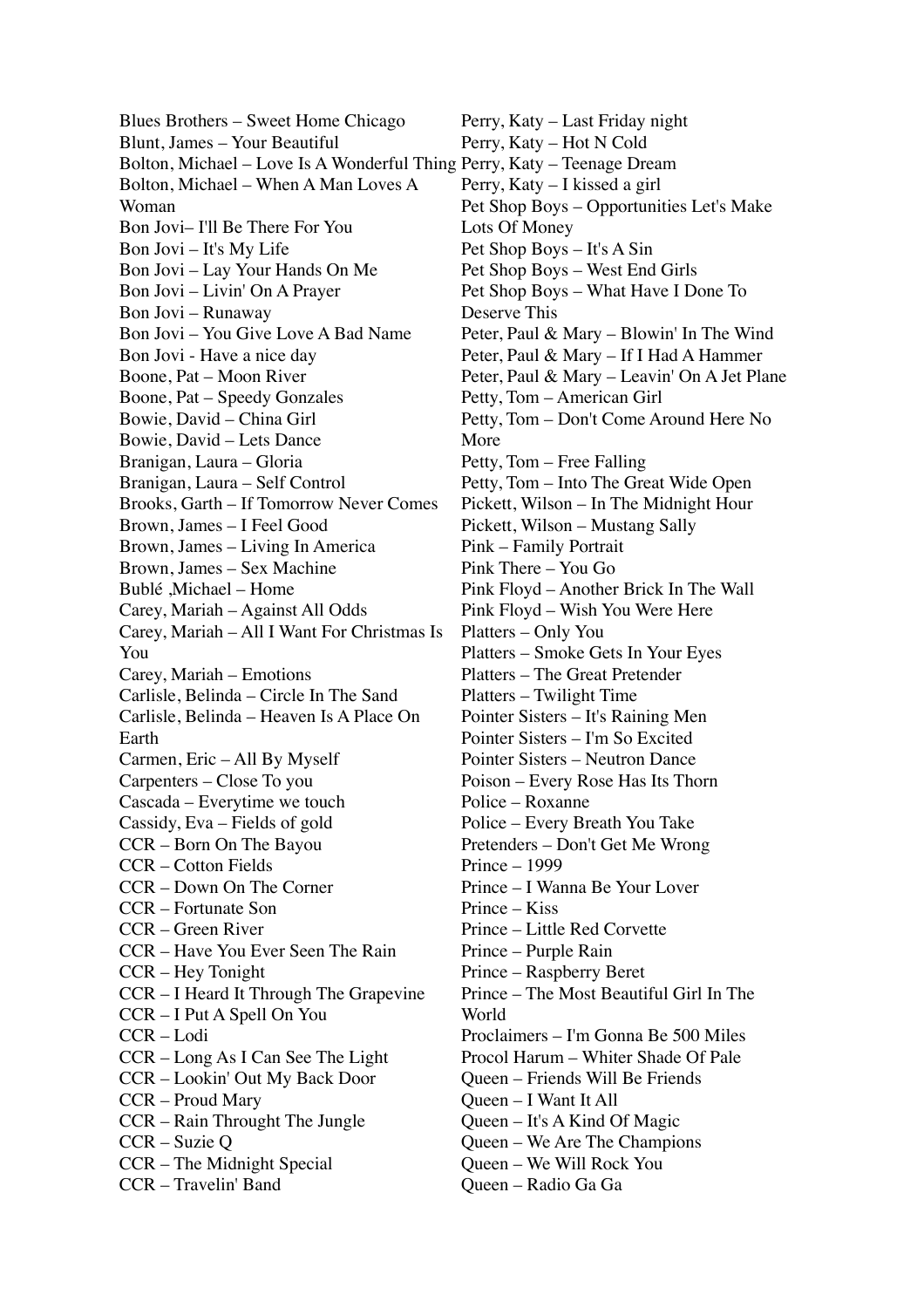Blues Brothers – Sweet Home Chicago
Blunt, James – Your Beautiful
Bolton, Michael – Love Is A Wonderful Thing
Bolton, Michael – When A Man Loves A Woman
Bon Jovi– I'll Be There For You
Bon Jovi – It's My Life
Bon Jovi – Lay Your Hands On Me
Bon Jovi – Livin' On A Prayer
Bon Jovi – Runaway
Bon Jovi – You Give Love A Bad Name
Bon Jovi - Have a nice day
Boone, Pat – Moon River
Boone, Pat – Speedy Gonzales
Bowie, David – China Girl
Bowie, David – Lets Dance
Branigan, Laura – Gloria
Branigan, Laura – Self Control
Brooks, Garth – If Tomorrow Never Comes
Brown, James – I Feel Good
Brown, James – Living In America
Brown, James – Sex Machine
Bublé ,Michael – Home
Carey, Mariah – Against All Odds
Carey, Mariah – All I Want For Christmas Is You
Carey, Mariah – Emotions
Carlisle, Belinda – Circle In The Sand
Carlisle, Belinda – Heaven Is A Place On Earth
Carmen, Eric – All By Myself
Carpenters – Close To you
Cascada – Everytime we touch
Cassidy, Eva – Fields of gold
CCR – Born On The Bayou
CCR – Cotton Fields
CCR – Down On The Corner
CCR – Fortunate Son
CCR – Green River
CCR – Have You Ever Seen The Rain
CCR – Hey Tonight
CCR – I Heard It Through The Grapevine
CCR – I Put A Spell On You
CCR – Lodi
CCR – Long As I Can See The Light
CCR – Lookin' Out My Back Door
CCR – Proud Mary
CCR – Rain Throught The Jungle
CCR – Suzie Q
CCR – The Midnight Special
CCR – Travelin' Band
Perry, Katy – Last Friday night
Perry, Katy – Hot N Cold
Perry, Katy – Teenage Dream
Perry, Katy – I kissed a girl
Pet Shop Boys – Opportunities Let's Make Lots Of Money
Pet Shop Boys – It's A Sin
Pet Shop Boys – West End Girls
Pet Shop Boys – What Have I Done To Deserve This
Peter, Paul & Mary – Blowin' In The Wind
Peter, Paul & Mary – If I Had A Hammer
Peter, Paul & Mary – Leavin' On A Jet Plane
Petty, Tom – American Girl
Petty, Tom – Don't Come Around Here No More
Petty, Tom – Free Falling
Petty, Tom – Into The Great Wide Open
Pickett, Wilson – In The Midnight Hour
Pickett, Wilson – Mustang Sally
Pink – Family Portrait
Pink There – You Go
Pink Floyd – Another Brick In The Wall
Pink Floyd – Wish You Were Here
Platters – Only You
Platters – Smoke Gets In Your Eyes
Platters – The Great Pretender
Platters – Twilight Time
Pointer Sisters – It's Raining Men
Pointer Sisters – I'm So Excited
Pointer Sisters – Neutron Dance
Poison – Every Rose Has Its Thorn
Police – Roxanne
Police – Every Breath You Take
Pretenders – Don't Get Me Wrong
Prince – 1999
Prince – I Wanna Be Your Lover
Prince – Kiss
Prince – Little Red Corvette
Prince – Purple Rain
Prince – Raspberry Beret
Prince – The Most Beautiful Girl In The World
Proclaimers – I'm Gonna Be 500 Miles
Procol Harum – Whiter Shade Of Pale
Queen – Friends Will Be Friends
Queen – I Want It All
Queen – It's A Kind Of Magic
Queen – We Are The Champions
Queen – We Will Rock You
Queen – Radio Ga Ga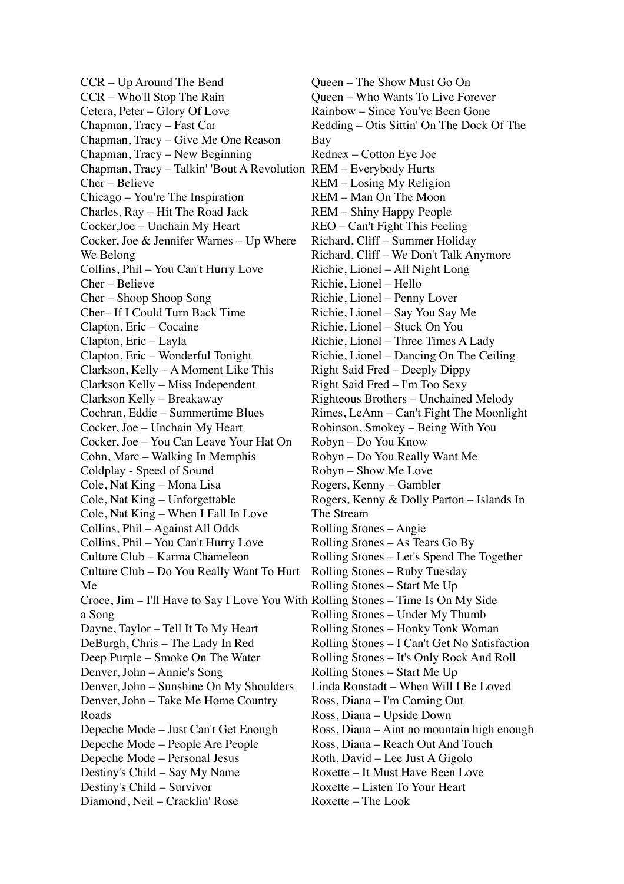CCR – Up Around The Bend
CCR – Who'll Stop The Rain
Cetera, Peter – Glory Of Love
Chapman, Tracy – Fast Car
Chapman, Tracy – Give Me One Reason
Chapman, Tracy – New Beginning
Chapman, Tracy – Talkin' 'Bout A Revolution
Cher – Believe
Chicago – You're The Inspiration
Charles, Ray – Hit The Road Jack
Cocker,Joe – Unchain My Heart
Cocker, Joe & Jennifer Warnes – Up Where We Belong
Collins, Phil – You Can't Hurry Love
Cher – Believe
Cher – Shoop Shoop Song
Cher– If I Could Turn Back Time
Clapton, Eric – Cocaine
Clapton, Eric – Layla
Clapton, Eric – Wonderful Tonight
Clarkson, Kelly – A Moment Like This
Clarkson Kelly – Miss Independent
Clarkson Kelly – Breakaway
Cochran, Eddie – Summertime Blues
Cocker, Joe – Unchain My Heart
Cocker, Joe – You Can Leave Your Hat On
Cohn, Marc – Walking In Memphis
Coldplay - Speed of Sound
Cole, Nat King – Mona Lisa
Cole, Nat King – Unforgettable
Cole, Nat King – When I Fall In Love
Collins, Phil – Against All Odds
Collins, Phil – You Can't Hurry Love
Culture Club – Karma Chameleon
Culture Club – Do You Really Want To Hurt Me
Croce, Jim – I'll Have to Say I Love You With a Song
Dayne, Taylor – Tell It To My Heart
DeBurgh, Chris – The Lady In Red
Deep Purple – Smoke On The Water
Denver, John – Annie's Song
Denver, John – Sunshine On My Shoulders
Denver, John – Take Me Home Country Roads
Depeche Mode – Just Can't Get Enough
Depeche Mode – People Are People
Depeche Mode – Personal Jesus
Destiny's Child – Say My Name
Destiny's Child – Survivor
Diamond, Neil – Cracklin' Rose

Queen – The Show Must Go On
Queen – Who Wants To Live Forever
Rainbow – Since You've Been Gone
Redding – Otis Sittin' On The Dock Of The Bay
Rednex – Cotton Eye Joe
REM – Everybody Hurts
REM – Losing My Religion
REM – Man On The Moon
REM – Shiny Happy People
REO – Can't Fight This Feeling
Richard, Cliff – Summer Holiday
Richard, Cliff – We Don't Talk Anymore
Richie, Lionel – All Night Long
Richie, Lionel – Hello
Richie, Lionel – Penny Lover
Richie, Lionel – Say You Say Me
Richie, Lionel – Stuck On You
Richie, Lionel – Three Times A Lady
Richie, Lionel – Dancing On The Ceiling
Right Said Fred – Deeply Dippy
Right Said Fred – I'm Too Sexy
Righteous Brothers – Unchained Melody
Rimes, LeAnn – Can't Fight The Moonlight
Robinson, Smokey – Being With You
Robyn – Do You Know
Robyn – Do You Really Want Me
Robyn – Show Me Love
Rogers, Kenny – Gambler
Rogers, Kenny & Dolly Parton – Islands In The Stream
Rolling Stones – Angie
Rolling Stones – As Tears Go By
Rolling Stones – Let's Spend The Together
Rolling Stones – Ruby Tuesday
Rolling Stones – Start Me Up
Rolling Stones – Time Is On My Side
Rolling Stones – Under My Thumb
Rolling Stones – Honky Tonk Woman
Rolling Stones – I Can't Get No Satisfaction
Rolling Stones – It's Only Rock And Roll
Rolling Stones – Start Me Up
Linda Ronstadt – When Will I Be Loved
Ross, Diana – I'm Coming Out
Ross, Diana – Upside Down
Ross, Diana – Aint no mountain high enough
Ross, Diana – Reach Out And Touch
Roth, David – Lee Just A Gigolo
Roxette – It Must Have Been Love
Roxette – Listen To Your Heart
Roxette – The Look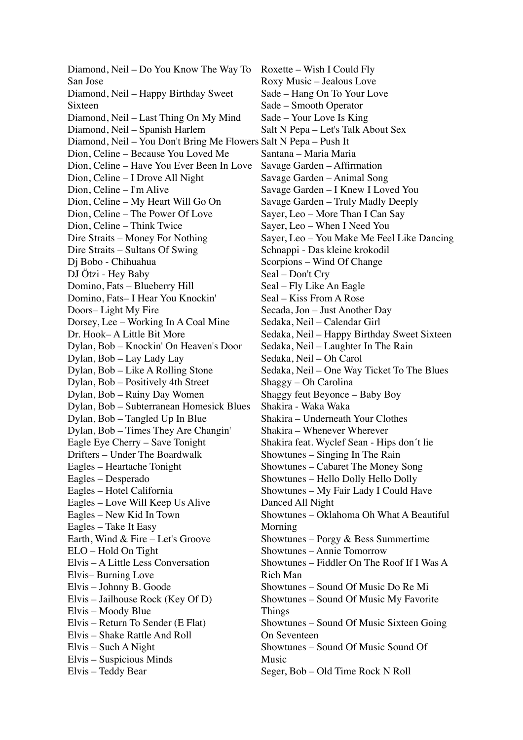Diamond, Neil – Do You Know The Way To San Jose
Diamond, Neil – Happy Birthday Sweet Sixteen
Diamond, Neil – Last Thing On My Mind
Diamond, Neil – Spanish Harlem
Diamond, Neil – You Don't Bring Me Flowers
Dion, Celine – Because You Loved Me
Dion, Celine – Have You Ever Been In Love
Dion, Celine – I Drove All Night
Dion, Celine – I'm Alive
Dion, Celine – My Heart Will Go On
Dion, Celine – The Power Of Love
Dion, Celine – Think Twice
Dire Straits – Money For Nothing
Dire Straits – Sultans Of Swing
Dj Bobo - Chihuahua
DJ Ötzi - Hey Baby
Domino, Fats – Blueberry Hill
Domino, Fats– I Hear You Knockin'
Doors– Light My Fire
Dorsey, Lee – Working In A Coal Mine
Dr. Hook– A Little Bit More
Dylan, Bob – Knockin' On Heaven's Door
Dylan, Bob – Lay Lady Lay
Dylan, Bob – Like A Rolling Stone
Dylan, Bob – Positively 4th Street
Dylan, Bob – Rainy Day Women
Dylan, Bob – Subterranean Homesick Blues
Dylan, Bob – Tangled Up In Blue
Dylan, Bob – Times They Are Changin'
Eagle Eye Cherry – Save Tonight
Drifters – Under The Boardwalk
Eagles – Heartache Tonight
Eagles – Desperado
Eagles – Hotel California
Eagles – Love Will Keep Us Alive
Eagles – New Kid In Town
Eagles – Take It Easy
Earth, Wind & Fire – Let's Groove
ELO – Hold On Tight
Elvis – A Little Less Conversation
Elvis– Burning Love
Elvis – Johnny B. Goode
Elvis – Jailhouse Rock (Key Of D)
Elvis – Moody Blue
Elvis – Return To Sender (E Flat)
Elvis – Shake Rattle And Roll
Elvis – Such A Night
Elvis – Suspicious Minds
Elvis – Teddy Bear
Roxette – Wish I Could Fly
Roxy Music – Jealous Love
Sade – Hang On To Your Love
Sade – Smooth Operator
Sade – Your Love Is King
Salt N Pepa – Let's Talk About Sex
Salt N Pepa – Push It
Santana – Maria Maria
Savage Garden – Affirmation
Savage Garden – Animal Song
Savage Garden – I Knew I Loved You
Savage Garden – Truly Madly Deeply
Sayer, Leo – More Than I Can Say
Sayer, Leo – When I Need You
Sayer, Leo – You Make Me Feel Like Dancing
Schnappi - Das kleine krokodil
Scorpions – Wind Of Change
Seal – Don't Cry
Seal – Fly Like An Eagle
Seal – Kiss From A Rose
Secada, Jon – Just Another Day
Sedaka, Neil – Calendar Girl
Sedaka, Neil – Happy Birthday Sweet Sixteen
Sedaka, Neil – Laughter In The Rain
Sedaka, Neil – Oh Carol
Sedaka, Neil – One Way Ticket To The Blues
Shaggy – Oh Carolina
Shaggy feut Beyonce – Baby Boy
Shakira - Waka Waka
Shakira – Underneath Your Clothes
Shakira – Whenever Wherever
Shakira feat. Wyclef Sean - Hips don´t lie
Showtunes – Singing In The Rain
Showtunes – Cabaret The Money Song
Showtunes – Hello Dolly Hello Dolly
Showtunes – My Fair Lady I Could Have Danced All Night
Showtunes – Oklahoma Oh What A Beautiful Morning
Showtunes – Porgy & Bess Summertime
Showtunes – Annie Tomorrow
Showtunes – Fiddler On The Roof If I Was A Rich Man
Showtunes – Sound Of Music Do Re Mi
Showtunes – Sound Of Music My Favorite Things
Showtunes – Sound Of Music Sixteen Going On Seventeen
Showtunes – Sound Of Music Sound Of Music
Seger, Bob – Old Time Rock N Roll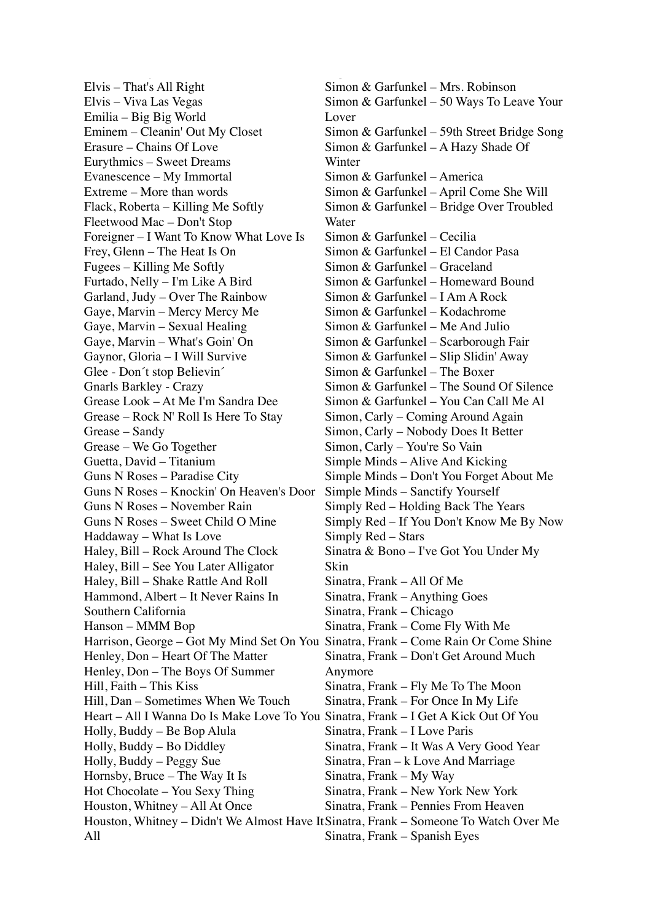Elvis – That's All Right
Elvis – Viva Las Vegas
Emilia – Big Big World
Eminem – Cleanin' Out My Closet
Erasure – Chains Of Love
Eurythmics – Sweet Dreams
Evanescence – My Immortal
Extreme – More than words
Flack, Roberta – Killing Me Softly
Fleetwood Mac – Don't Stop
Foreigner – I Want To Know What Love Is
Frey, Glenn – The Heat Is On
Fugees – Killing Me Softly
Furtado, Nelly – I'm Like A Bird
Garland, Judy – Over The Rainbow
Gaye, Marvin – Mercy Mercy Me
Gaye, Marvin – Sexual Healing
Gaye, Marvin – What's Goin' On
Gaynor, Gloria – I Will Survive
Glee - Don´t stop Believin´
Gnarls Barkley - Crazy
Grease Look – At Me I'm Sandra Dee
Grease – Rock N' Roll Is Here To Stay
Grease – Sandy
Grease – We Go Together
Guetta, David – Titanium
Guns N Roses – Paradise City
Guns N Roses – Knockin' On Heaven's Door
Guns N Roses – November Rain
Guns N Roses – Sweet Child O Mine
Haddaway – What Is Love
Haley, Bill – Rock Around The Clock
Haley, Bill – See You Later Alligator
Haley, Bill – Shake Rattle And Roll
Hammond, Albert – It Never Rains In Southern California
Hanson – MMM Bop
Harrison, George – Got My Mind Set On You
Henley, Don – Heart Of The Matter
Henley, Don – The Boys Of Summer
Hill, Faith – This Kiss
Hill, Dan – Sometimes When We Touch
Heart – All I Wanna Do Is Make Love To You
Holly, Buddy – Be Bop Alula
Holly, Buddy – Bo Diddley
Holly, Buddy – Peggy Sue
Hornsby, Bruce – The Way It Is
Hot Chocolate – You Sexy Thing
Houston, Whitney – All At Once
Houston, Whitney – Didn't We Almost Have It All
Simon & Garfunkel – Mrs. Robinson
Simon & Garfunkel – 50 Ways To Leave Your Lover
Simon & Garfunkel – 59th Street Bridge Song
Simon & Garfunkel – A Hazy Shade Of Winter
Simon & Garfunkel – America
Simon & Garfunkel – April Come She Will
Simon & Garfunkel – Bridge Over Troubled Water
Simon & Garfunkel – Cecilia
Simon & Garfunkel – El Candor Pasa
Simon & Garfunkel – Graceland
Simon & Garfunkel – Homeward Bound
Simon & Garfunkel – I Am A Rock
Simon & Garfunkel – Kodachrome
Simon & Garfunkel – Me And Julio
Simon & Garfunkel – Scarborough Fair
Simon & Garfunkel – Slip Slidin' Away
Simon & Garfunkel – The Boxer
Simon & Garfunkel – The Sound Of Silence
Simon & Garfunkel – You Can Call Me Al
Simon, Carly – Coming Around Again
Simon, Carly – Nobody Does It Better
Simon, Carly – You're So Vain
Simple Minds – Alive And Kicking
Simple Minds – Don't You Forget About Me
Simple Minds – Sanctify Yourself
Simply Red – Holding Back The Years
Simply Red – If You Don't Know Me By Now
Simply Red – Stars
Sinatra & Bono – I've Got You Under My Skin
Sinatra, Frank – All Of Me
Sinatra, Frank – Anything Goes
Sinatra, Frank – Chicago
Sinatra, Frank – Come Fly With Me
Sinatra, Frank – Come Rain Or Come Shine
Sinatra, Frank – Don't Get Around Much Anymore
Sinatra, Frank – Fly Me To The Moon
Sinatra, Frank – For Once In My Life
Sinatra, Frank – I Get A Kick Out Of You
Sinatra, Frank – I Love Paris
Sinatra, Frank – It Was A Very Good Year
Sinatra, Fran – k Love And Marriage
Sinatra, Frank – My Way
Sinatra, Frank – New York New York
Sinatra, Frank – Pennies From Heaven
Sinatra, Frank – Someone To Watch Over Me
Sinatra, Frank – Spanish Eyes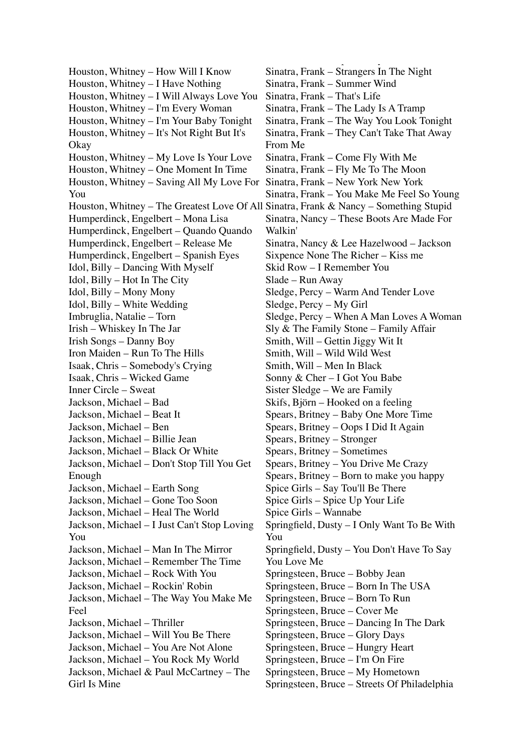Houston, Whitney – How Will I Know
Houston, Whitney – I Have Nothing
Houston, Whitney – I Will Always Love You
Houston, Whitney – I'm Every Woman
Houston, Whitney – I'm Your Baby Tonight
Houston, Whitney – It's Not Right But It's Okay
Houston, Whitney – My Love Is Your Love
Houston, Whitney – One Moment In Time
Houston, Whitney – Saving All My Love For You
Houston, Whitney – The Greatest Love Of All
Humperdinck, Engelbert – Mona Lisa
Humperdinck, Engelbert – Quando Quando
Humperdinck, Engelbert – Release Me
Humperdinck, Engelbert – Spanish Eyes
Idol, Billy – Dancing With Myself
Idol, Billy – Hot In The City
Idol, Billy – Mony Mony
Idol, Billy – White Wedding
Imbruglia, Natalie – Torn
Irish – Whiskey In The Jar
Irish Songs – Danny Boy
Iron Maiden – Run To The Hills
Isaak, Chris – Somebody's Crying
Isaak, Chris – Wicked Game
Inner Circle – Sweat
Jackson, Michael – Bad
Jackson, Michael – Beat It
Jackson, Michael – Ben
Jackson, Michael – Billie Jean
Jackson, Michael – Black Or White
Jackson, Michael – Don't Stop Till You Get Enough
Jackson, Michael – Earth Song
Jackson, Michael – Gone Too Soon
Jackson, Michael – Heal The World
Jackson, Michael – I Just Can't Stop Loving You
Jackson, Michael – Man In The Mirror
Jackson, Michael – Remember The Time
Jackson, Michael – Rock With You
Jackson, Michael – Rockin' Robin
Jackson, Michael – The Way You Make Me Feel
Jackson, Michael – Thriller
Jackson, Michael – Will You Be There
Jackson, Michael – You Are Not Alone
Jackson, Michael – You Rock My World
Jackson, Michael & Paul McCartney – The Girl Is Mine

Sinatra, Frank – Strangers In The Night
Sinatra, Frank – Summer Wind
Sinatra, Frank – That's Life
Sinatra, Frank – The Lady Is A Tramp
Sinatra, Frank – The Way You Look Tonight
Sinatra, Frank – They Can't Take That Away From Me
Sinatra, Frank – Come Fly With Me
Sinatra, Frank – Fly Me To The Moon
Sinatra, Frank – New York New York
Sinatra, Frank – You Make Me Feel So Young
Sinatra, Frank & Nancy – Something Stupid
Sinatra, Nancy – These Boots Are Made For Walkin'
Sinatra, Nancy & Lee Hazelwood – Jackson
Sixpence None The Richer – Kiss me
Skid Row – I Remember You
Slade – Run Away
Sledge, Percy – Warm And Tender Love
Sledge, Percy – My Girl
Sledge, Percy – When A Man Loves A Woman
Sly & The Family Stone – Family Affair
Smith, Will – Gettin Jiggy Wit It
Smith, Will – Wild Wild West
Smith, Will – Men In Black
Sonny & Cher – I Got You Babe
Sister Sledge – We are Family
Skifs, Björn – Hooked on a feeling
Spears, Britney – Baby One More Time
Spears, Britney – Oops I Did It Again
Spears, Britney – Stronger
Spears, Britney – Sometimes
Spears, Britney – You Drive Me Crazy
Spears, Britney – Born to make you happy
Spice Girls – Say Tou'll Be There
Spice Girls – Spice Up Your Life
Spice Girls – Wannabe
Springfield, Dusty – I Only Want To Be With You
Springfield, Dusty – You Don't Have To Say You Love Me
Springsteen, Bruce – Bobby Jean
Springsteen, Bruce – Born In The USA
Springsteen, Bruce – Born To Run
Springsteen, Bruce – Cover Me
Springsteen, Bruce – Dancing In The Dark
Springsteen, Bruce – Glory Days
Springsteen, Bruce – Hungry Heart
Springsteen, Bruce – I'm On Fire
Springsteen, Bruce – My Hometown
Springsteen, Bruce – Streets Of Philadelphia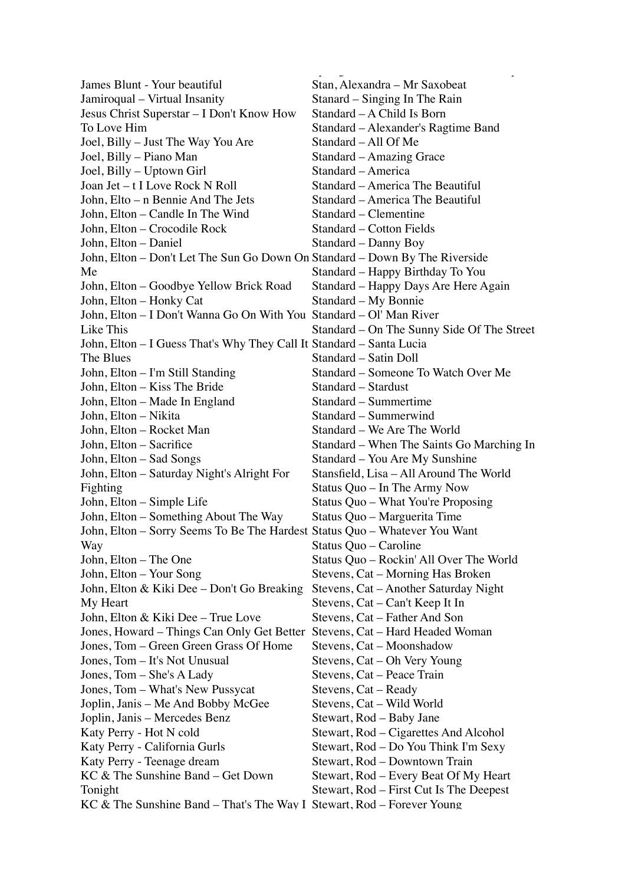James Blunt - Your beautiful
Jamiroqual – Virtual Insanity
Jesus Christ Superstar – I Don't Know How To Love Him
Joel, Billy – Just The Way You Are
Joel, Billy – Piano Man
Joel, Billy – Uptown Girl
Joan Jet – t I Love Rock N Roll
John, Elto – n Bennie And The Jets
John, Elton – Candle In The Wind
John, Elton – Crocodile Rock
John, Elton – Daniel
John, Elton – Don't Let The Sun Go Down On Me
John, Elton – Goodbye Yellow Brick Road
John, Elton – Honky Cat
John, Elton – I Don't Wanna Go On With You Like This
John, Elton – I Guess That's Why They Call It The Blues
John, Elton – I'm Still Standing
John, Elton – Kiss The Bride
John, Elton – Made In England
John, Elton – Nikita
John, Elton – Rocket Man
John, Elton – Sacrifice
John, Elton – Sad Songs
John, Elton – Saturday Night's Alright For Fighting
John, Elton – Simple Life
John, Elton – Something About The Way
John, Elton – Sorry Seems To Be The Hardest Way
John, Elton – The One
John, Elton – Your Song
John, Elton & Kiki Dee – Don't Go Breaking My Heart
John, Elton & Kiki Dee – True Love
Jones, Howard – Things Can Only Get Better
Jones, Tom – Green Green Grass Of Home
Jones, Tom – It's Not Unusual
Jones, Tom – She's A Lady
Jones, Tom – What's New Pussycat
Joplin, Janis – Me And Bobby McGee
Joplin, Janis – Mercedes Benz
Katy Perry - Hot N cold
Katy Perry - California Gurls
Katy Perry - Teenage dream
KC & The Sunshine Band – Get Down Tonight
KC & The Sunshine Band – That's The Way I

Stan, Alexandra – Mr Saxobeat
Stanard – Singing In The Rain
Standard – A Child Is Born
Standard – Alexander's Ragtime Band
Standard – All Of Me
Standard – Amazing Grace
Standard – America
Standard – America The Beautiful
Standard – America The Beautiful
Standard – Clementine
Standard – Cotton Fields
Standard – Danny Boy
Standard – Down By The Riverside
Standard – Happy Birthday To You
Standard – Happy Days Are Here Again
Standard – My Bonnie
Standard – Ol' Man River
Standard – On The Sunny Side Of The Street
Standard – Santa Lucia
Standard – Satin Doll
Standard – Someone To Watch Over Me
Standard – Stardust
Standard – Summertime
Standard – Summerwind
Standard – We Are The World
Standard – When The Saints Go Marching In
Standard – You Are My Sunshine
Stansfield, Lisa – All Around The World
Status Quo – In The Army Now
Status Quo – What You're Proposing
Status Quo – Marguerita Time
Status Quo – Whatever You Want
Status Quo – Caroline
Status Quo – Rockin' All Over The World
Stevens, Cat – Morning Has Broken
Stevens, Cat – Another Saturday Night
Stevens, Cat – Can't Keep It In
Stevens, Cat – Father And Son
Stevens, Cat – Hard Headed Woman
Stevens, Cat – Moonshadow
Stevens, Cat – Oh Very Young
Stevens, Cat – Peace Train
Stevens, Cat – Ready
Stevens, Cat – Wild World
Stewart, Rod – Baby Jane
Stewart, Rod – Cigarettes And Alcohol
Stewart, Rod – Do You Think I'm Sexy
Stewart, Rod – Downtown Train
Stewart, Rod – Every Beat Of My Heart
Stewart, Rod – First Cut Is The Deepest
Stewart, Rod – Forever Young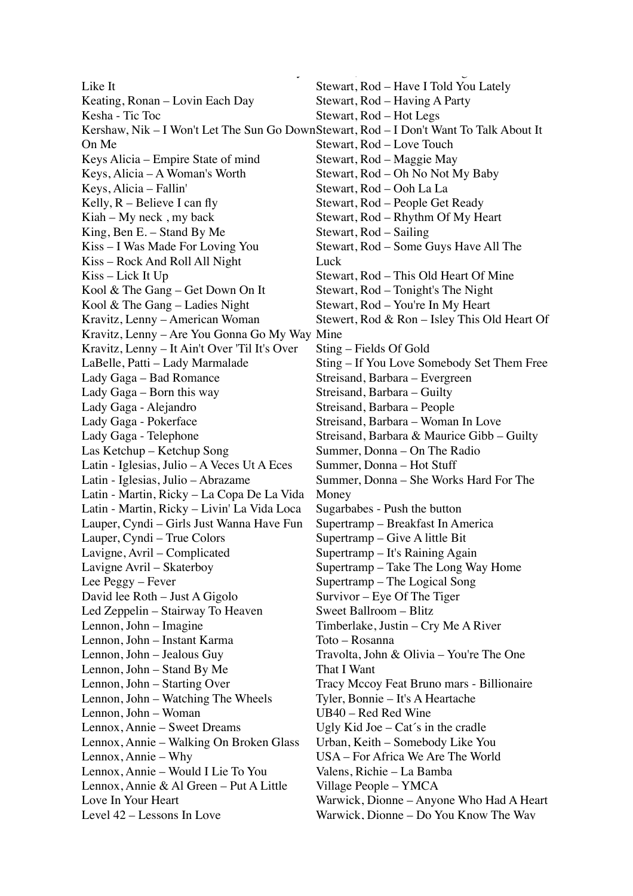Like It
Keating, Ronan – Lovin Each Day
Kesha - Tic Toc
Kershaw, Nik – I Won't Let The Sun Go Down On Me
Keys Alicia – Empire State of mind
Keys, Alicia – A Woman's Worth
Keys, Alicia – Fallin'
Kelly, R – Believe I can fly
Kiah – My neck , my back
King, Ben E. – Stand By Me
Kiss – I Was Made For Loving You
Kiss – Rock And Roll All Night
Kiss – Lick It Up
Kool & The Gang – Get Down On It
Kool & The Gang – Ladies Night
Kravitz, Lenny – American Woman
Kravitz, Lenny – Are You Gonna Go My Way
Kravitz, Lenny – It Ain't Over 'Til It's Over
LaBelle, Patti – Lady Marmalade
Lady Gaga – Bad Romance
Lady Gaga – Born this way
Lady Gaga - Alejandro
Lady Gaga - Pokerface
Lady Gaga - Telephone
Las Ketchup – Ketchup Song
Latin - Iglesias, Julio – A Veces Ut A Eces
Latin - Iglesias, Julio – Abrazame
Latin - Martin, Ricky – La Copa De La Vida
Latin - Martin, Ricky – Livin' La Vida Loca
Lauper, Cyndi – Girls Just Wanna Have Fun
Lauper, Cyndi – True Colors
Lavigne, Avril – Complicated
Lavigne Avril – Skaterboy
Lee Peggy – Fever
David lee Roth – Just A Gigolo
Led Zeppelin – Stairway To Heaven
Lennon, John – Imagine
Lennon, John – Instant Karma
Lennon, John – Jealous Guy
Lennon, John – Stand By Me
Lennon, John – Starting Over
Lennon, John – Watching The Wheels
Lennon, John – Woman
Lennox, Annie – Sweet Dreams
Lennox, Annie – Walking On Broken Glass
Lennox, Annie – Why
Lennox, Annie – Would I Lie To You
Lennox, Annie & Al Green – Put A Little Love In Your Heart
Level 42 – Lessons In Love

Stewart, Rod – Have I Told You Lately
Stewart, Rod – Having A Party
Stewart, Rod – Hot Legs
Stewart, Rod – I Don't Want To Talk About It
Stewart, Rod – Love Touch
Stewart, Rod – Maggie May
Stewart, Rod – Oh No Not My Baby
Stewart, Rod – Ooh La La
Stewart, Rod – People Get Ready
Stewart, Rod – Rhythm Of My Heart
Stewart, Rod – Sailing
Stewart, Rod – Some Guys Have All The Luck
Stewart, Rod – This Old Heart Of Mine
Stewart, Rod – Tonight's The Night
Stewart, Rod – You're In My Heart
Stewert, Rod & Ron – Isley This Old Heart Of Mine
Sting – Fields Of Gold
Sting – If You Love Somebody Set Them Free
Streisand, Barbara – Evergreen
Streisand, Barbara – Guilty
Streisand, Barbara – People
Streisand, Barbara – Woman In Love
Streisand, Barbara & Maurice Gibb – Guilty
Summer, Donna – On The Radio
Summer, Donna – Hot Stuff
Summer, Donna – She Works Hard For The Money
Sugarbabes - Push the button
Supertramp – Breakfast In America
Supertramp – Give A little Bit
Supertramp – It's Raining Again
Supertramp – Take The Long Way Home
Supertramp – The Logical Song
Survivor – Eye Of The Tiger
Sweet Ballroom – Blitz
Timberlake, Justin – Cry Me A River
Toto – Rosanna
Travolta, John & Olivia – You're The One That I Want
Tracy Mccoy Feat Bruno mars - Billionaire
Tyler, Bonnie – It's A Heartache
UB40 – Red Red Wine
Ugly Kid Joe – Cat´s in the cradle
Urban, Keith – Somebody Like You
USA – For Africa We Are The World
Valens, Richie – La Bamba
Village People – YMCA
Warwick, Dionne – Anyone Who Had A Heart
Warwick, Dionne – Do You Know The Way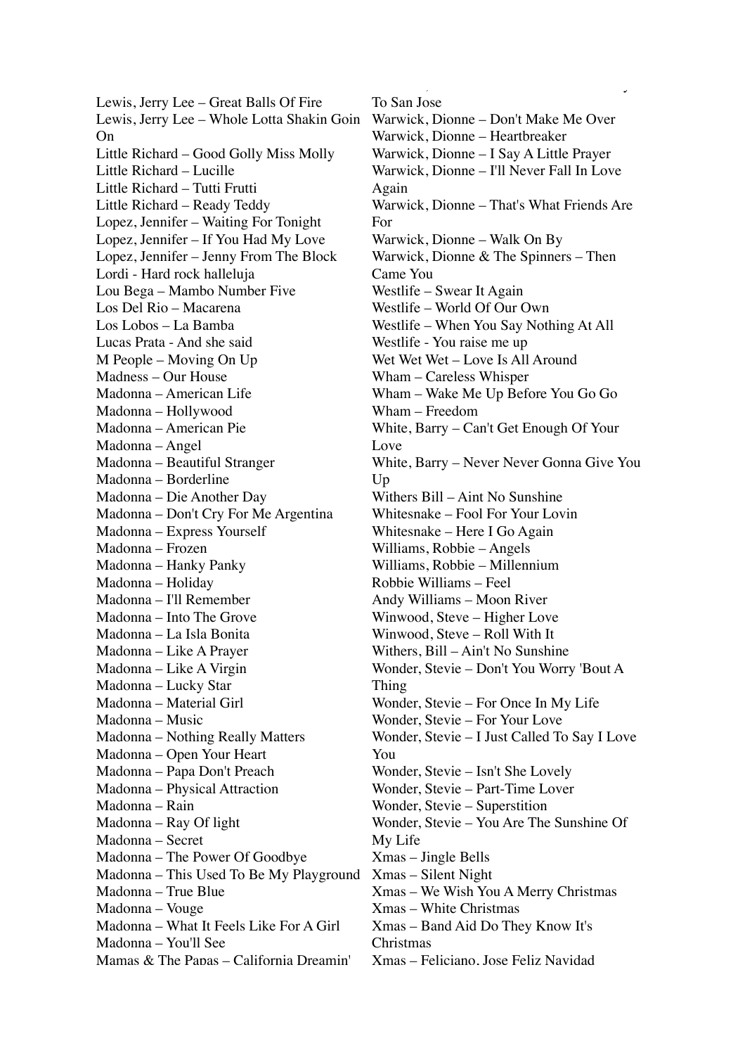Lewis, Jerry Lee – Great Balls Of Fire
Lewis, Jerry Lee – Whole Lotta Shakin Goin On
Little Richard – Good Golly Miss Molly
Little Richard – Lucille
Little Richard – Tutti Frutti
Little Richard – Ready Teddy
Lopez, Jennifer – Waiting For Tonight
Lopez, Jennifer – If You Had My Love
Lopez, Jennifer – Jenny From The Block
Lordi - Hard rock halleluja
Lou Bega – Mambo Number Five
Los Del Rio – Macarena
Los Lobos – La Bamba
Lucas Prata - And she said
M People – Moving On Up
Madness – Our House
Madonna – American Life
Madonna – Hollywood
Madonna – American Pie
Madonna – Angel
Madonna – Beautiful Stranger
Madonna – Borderline
Madonna – Die Another Day
Madonna – Don't Cry For Me Argentina
Madonna – Express Yourself
Madonna – Frozen
Madonna – Hanky Panky
Madonna – Holiday
Madonna – I'll Remember
Madonna – Into The Grove
Madonna – La Isla Bonita
Madonna – Like A Prayer
Madonna – Like A Virgin
Madonna – Lucky Star
Madonna – Material Girl
Madonna – Music
Madonna – Nothing Really Matters
Madonna – Open Your Heart
Madonna – Papa Don't Preach
Madonna – Physical Attraction
Madonna – Rain
Madonna – Ray Of light
Madonna – Secret
Madonna – The Power Of Goodbye
Madonna – This Used To Be My Playground
Madonna – True Blue
Madonna – Vouge
Madonna – What It Feels Like For A Girl
Madonna – You'll See
Mamas & The Papas – California Dreamin'

To San Jose
Warwick, Dionne – Don't Make Me Over
Warwick, Dionne – Heartbreaker
Warwick, Dionne – I Say A Little Prayer
Warwick, Dionne – I'll Never Fall In Love Again
Warwick, Dionne – That's What Friends Are For
Warwick, Dionne – Walk On By
Warwick, Dionne & The Spinners – Then Came You
Westlife – Swear It Again
Westlife – World Of Our Own
Westlife – When You Say Nothing At All
Westlife - You raise me up
Wet Wet Wet – Love Is All Around
Wham – Careless Whisper
Wham – Wake Me Up Before You Go Go
Wham – Freedom
White, Barry – Can't Get Enough Of Your Love
White, Barry – Never Never Gonna Give You Up
Withers Bill – Aint No Sunshine
Whitesnake – Fool For Your Lovin
Whitesnake – Here I Go Again
Williams, Robbie – Angels
Williams, Robbie – Millennium
Robbie Williams – Feel
Andy Williams – Moon River
Winwood, Steve – Higher Love
Winwood, Steve – Roll With It
Withers, Bill – Ain't No Sunshine
Wonder, Stevie – Don't You Worry 'Bout A Thing
Wonder, Stevie – For Once In My Life
Wonder, Stevie – For Your Love
Wonder, Stevie – I Just Called To Say I Love You
Wonder, Stevie – Isn't She Lovely
Wonder, Stevie – Part-Time Lover
Wonder, Stevie – Superstition
Wonder, Stevie – You Are The Sunshine Of My Life
Xmas – Jingle Bells
Xmas – Silent Night
Xmas – We Wish You A Merry Christmas
Xmas – White Christmas
Xmas – Band Aid Do They Know It's Christmas
Xmas – Feliciano, Jose Feliz Navidad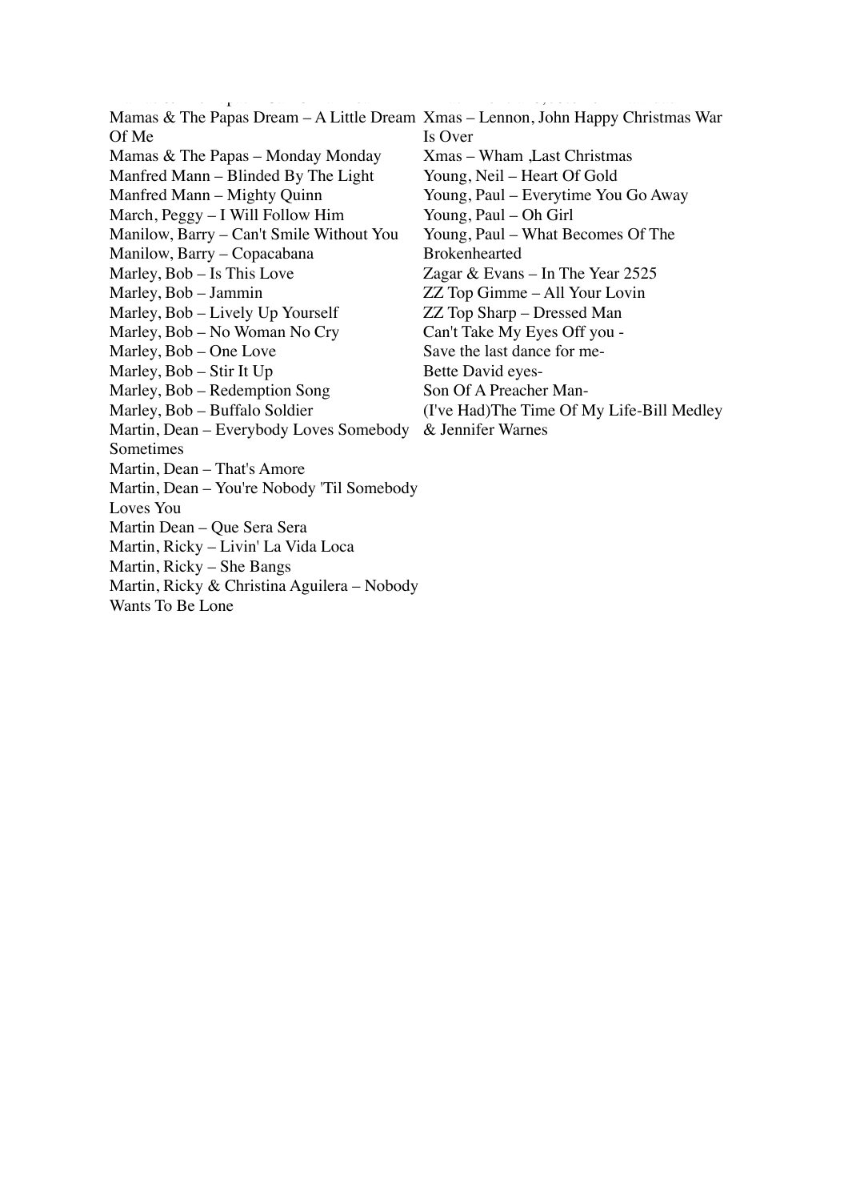Mamas & The Papas Dream – A Little Dream Of Me
Mamas & The Papas – Monday Monday
Manfred Mann – Blinded By The Light
Manfred Mann – Mighty Quinn
March, Peggy – I Will Follow Him
Manilow, Barry – Can't Smile Without You
Manilow, Barry – Copacabana
Marley, Bob – Is This Love
Marley, Bob – Jammin
Marley, Bob – Lively Up Yourself
Marley, Bob – No Woman No Cry
Marley, Bob – One Love
Marley, Bob – Stir It Up
Marley, Bob – Redemption Song
Marley, Bob – Buffalo Soldier
Martin, Dean – Everybody Loves Somebody Sometimes
Martin, Dean – That's Amore
Martin, Dean – You're Nobody 'Til Somebody Loves You
Martin Dean – Que Sera Sera
Martin, Ricky – Livin' La Vida Loca
Martin, Ricky – She Bangs
Martin, Ricky & Christina Aguilera – Nobody Wants To Be Lone
Xmas – Lennon, John Happy Christmas War Is Over
Xmas – Wham ,Last Christmas
Young, Neil – Heart Of Gold
Young, Paul – Everytime You Go Away
Young, Paul – Oh Girl
Young, Paul – What Becomes Of The Brokenhearted
Zagar & Evans – In The Year 2525
ZZ Top Gimme – All Your Lovin
ZZ Top Sharp – Dressed Man
Can't Take My Eyes Off you -
Save the last dance for me-
Bette David eyes-
Son Of A Preacher Man-
(I've Had)The Time Of My Life-Bill Medley & Jennifer Warnes